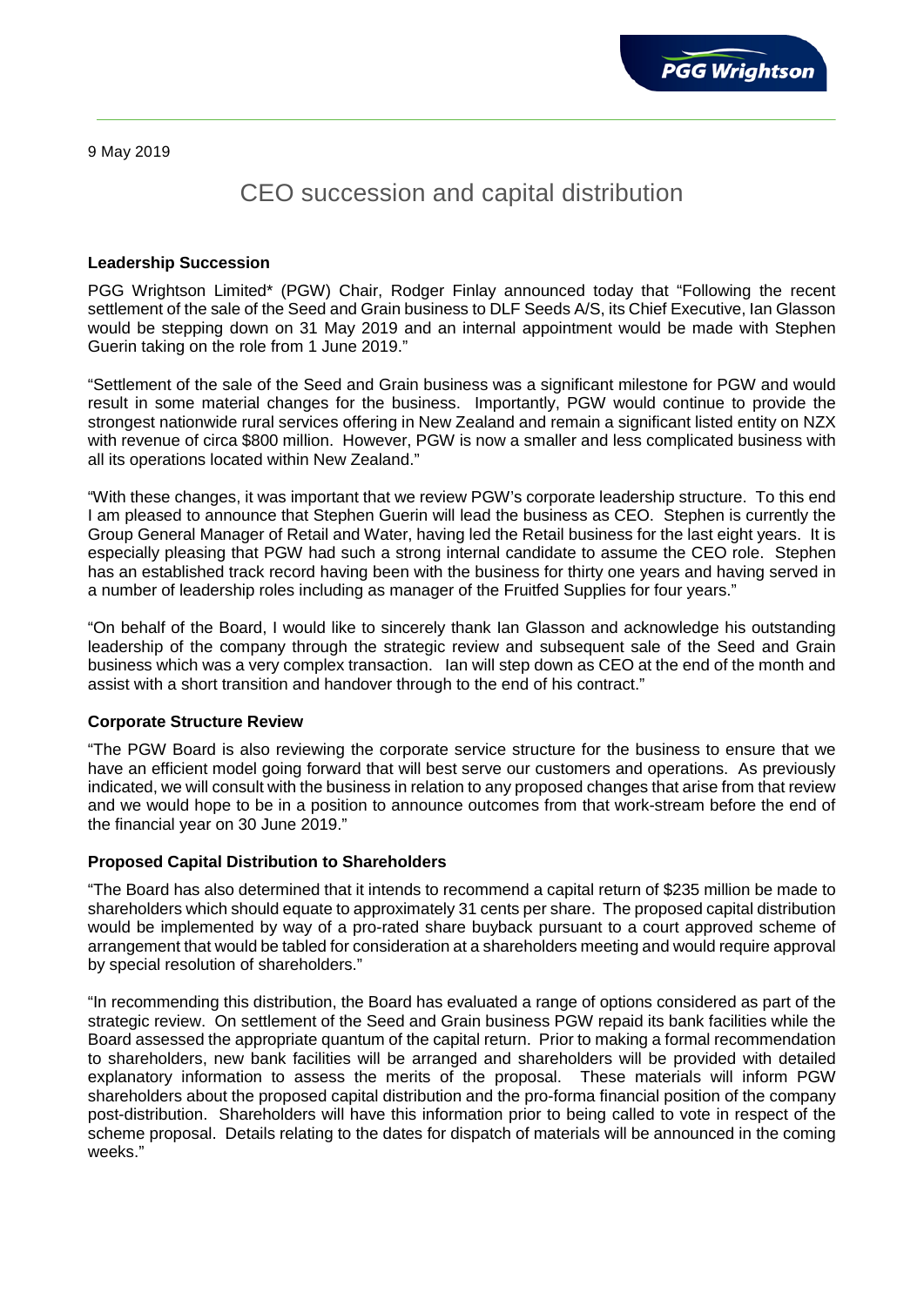9 May 2019

# CEO succession and capital distribution

### Leadership Succession

PGG Wrightson Limited* (PGW) Chair, Rodger Finlay announced today that "Following the recent settlement of the sale of the Seed and Grain business to DLF Seeds A/S, its Chief Executive, Ian Glasson would be stepping down on 31 May 2019 and an internal appointment would be made with Stephen Guerin taking on the role from 1 June 2019."

"Settlement of the sale of the Seed and Grain business was a significant milestone for PGW and would result in some material changes for the business. Importantly, PGW would continue to provide the strongest nationwide rural services offering in New Zealand and remain a significant listed entity on NZX with revenue of circa $800 million. However, PGW is now a smaller and less complicated business with all its operations located within New Zealand."

"With these changes, it was important that we review PGW's corporate leadership structure. To this end I am pleased to announce that Stephen Guerin will lead the business as CEO. Stephen is currently the Group General Manager of Retail and Water, having led the Retail business for the last eight years. It is especially pleasing that PGW had such a strong internal candidate to assume the CEO role. Stephen has an established track record having been with the business for thirty one years and having served in a number of leadership roles including as manager of the Fruitfed Supplies for four years."

"On behalf of the Board, I would like to sincerely thank Ian Glasson and acknowledge his outstanding leadership of the company through the strategic review and subsequent sale of the Seed and Grain business which was a very complex transaction. Ian will step down as CEO at the end of the month and assist with a short transition and handover through to the end of his contract."

### Corporate Structure Review

"The PGW Board is also reviewing the corporate service structure for the business to ensure that we have an efficient model going forward that will best serve our customers and operations. As previously indicated, we will consult with the business in relation to any proposed changes that arise from that review and we would hope to be in a position to announce outcomes from that work-stream before the end of the financial year on 30 June 2019."

### Proposed Capital Distribution to Shareholders

"The Board has also determined that it intends to recommend a capital return of $235 million be made to shareholders which should equate to approximately 31 cents per share. The proposed capital distribution would be implemented by way of a pro-rated share buyback pursuant to a court approved scheme of arrangement that would be tabled for consideration at a shareholders meeting and would require approval by special resolution of shareholders."

"In recommending this distribution, the Board has evaluated a range of options considered as part of the strategic review. On settlement of the Seed and Grain business PGW repaid its bank facilities while the Board assessed the appropriate quantum of the capital return. Prior to making a formal recommendation to shareholders, new bank facilities will be arranged and shareholders will be provided with detailed explanatory information to assess the merits of the proposal. These materials will inform PGW shareholders about the proposed capital distribution and the pro-forma financial position of the company post-distribution. Shareholders will have this information prior to being called to vote in respect of the scheme proposal. Details relating to the dates for dispatch of materials will be announced in the coming weeks."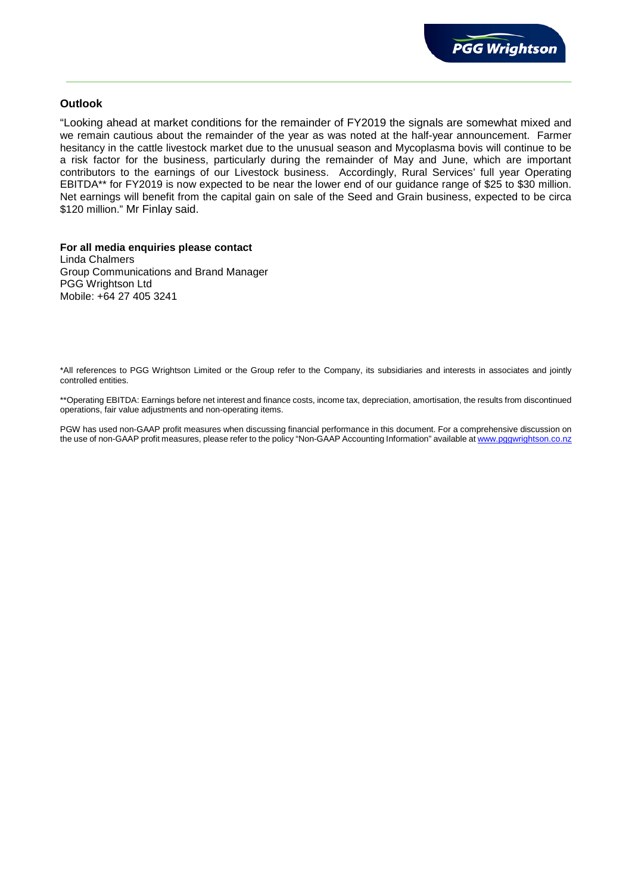## Outlook

"Looking ahead at market conditions for the remainder of FY2019 the signals are somewhat mixed and we remain cautious about the remainder of the year as was noted at the half-year announcement. Farmer hesitancy in the cattle livestock market due to the unusual season and Mycoplasma bovis will continue to be a risk factor for the business, particularly during the remainder of May and June, which are important contributors to the earnings of our Livestock business. Accordingly, Rural Services' full year Operating EBITDA** for FY2019 is now expected to be near the lower end of our guidance range of $25 to $30 million. Net earnings will benefit from the capital gain on sale of the Seed and Grain business, expected to be circa $120 million." Mr Finlay said.

**For all media enquiries please contact**
Linda Chalmers
Group Communications and Brand Manager
PGG Wrightson Ltd
Mobile: +64 27 405 3241

*All references to PGG Wrightson Limited or the Group refer to the Company, its subsidiaries and interests in associates and jointly controlled entities.

**Operating EBITDA: Earnings before net interest and finance costs, income tax, depreciation, amortisation, the results from discontinued operations, fair value adjustments and non-operating items.

PGW has used non-GAAP profit measures when discussing financial performance in this document. For a comprehensive discussion on the use of non-GAAP profit measures, please refer to the policy "Non-GAAP Accounting Information" available at www.pggwrightson.co.nz